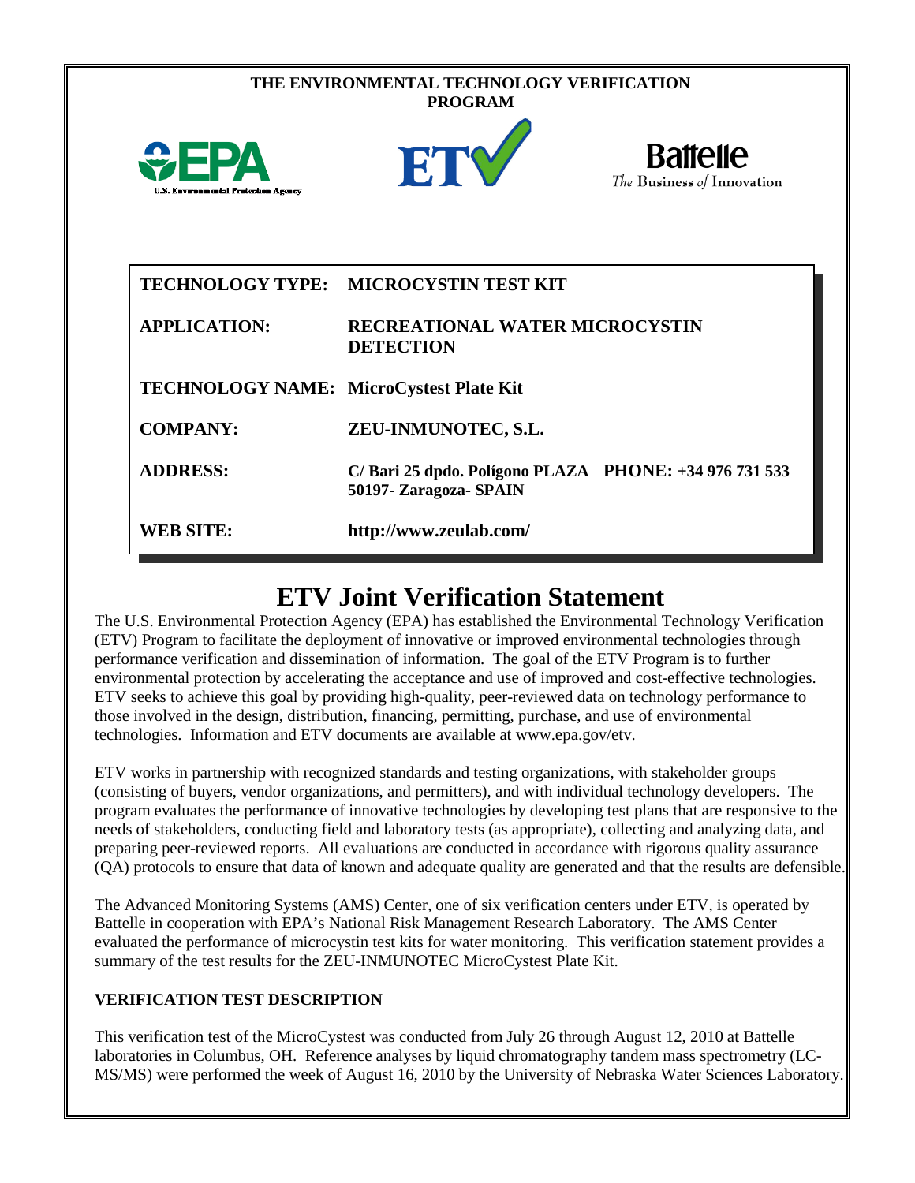# THE ENVIRONMENTAL TECHNOLOGY VERIFICATION PROGRAM

| | |
|---|---|
| **TECHNOLOGY TYPE:** | **MICROCYSTIN TEST KIT** |
| **APPLICATION:** | **RECREATIONAL WATER MICROCYSTIN DETECTION** |
| **TECHNOLOGY NAME:** | **MicroCystest Plate Kit** |
| **COMPANY:** | **ZEU-INMUNOTEC, S.L.** |
| **ADDRESS:** | **C/ Bari 25 dpdo. Polígono PLAZA 50197- Zaragoza- SPAIN** PHONE: **+34 976 731 533** |
| **WEB SITE:** | **http://www.zeulab.com/** |

# ETV Joint Verification Statement

The U.S. Environmental Protection Agency (EPA) has established the Environmental Technology Verification (ETV) Program to facilitate the deployment of innovative or improved environmental technologies through performance verification and dissemination of information. The goal of the ETV Program is to further environmental protection by accelerating the acceptance and use of improved and cost-effective technologies. ETV seeks to achieve this goal by providing high-quality, peer-reviewed data on technology performance to those involved in the design, distribution, financing, permitting, purchase, and use of environmental technologies. Information and ETV documents are available at www.epa.gov/etv.

ETV works in partnership with recognized standards and testing organizations, with stakeholder groups (consisting of buyers, vendor organizations, and permitters), and with individual technology developers. The program evaluates the performance of innovative technologies by developing test plans that are responsive to the needs of stakeholders, conducting field and laboratory tests (as appropriate), collecting and analyzing data, and preparing peer-reviewed reports. All evaluations are conducted in accordance with rigorous quality assurance (QA) protocols to ensure that data of known and adequate quality are generated and that the results are defensible.

The Advanced Monitoring Systems (AMS) Center, one of six verification centers under ETV, is operated by Battelle in cooperation with EPA's National Risk Management Research Laboratory. The AMS Center evaluated the performance of microcystin test kits for water monitoring. This verification statement provides a summary of the test results for the ZEU-INMUNOTEC MicroCystest Plate Kit.

## VERIFICATION TEST DESCRIPTION

This verification test of the MicroCystest was conducted from July 26 through August 12, 2010 at Battelle laboratories in Columbus, OH. Reference analyses by liquid chromatography tandem mass spectrometry (LC-MS/MS) were performed the week of August 16, 2010 by the University of Nebraska Water Sciences Laboratory.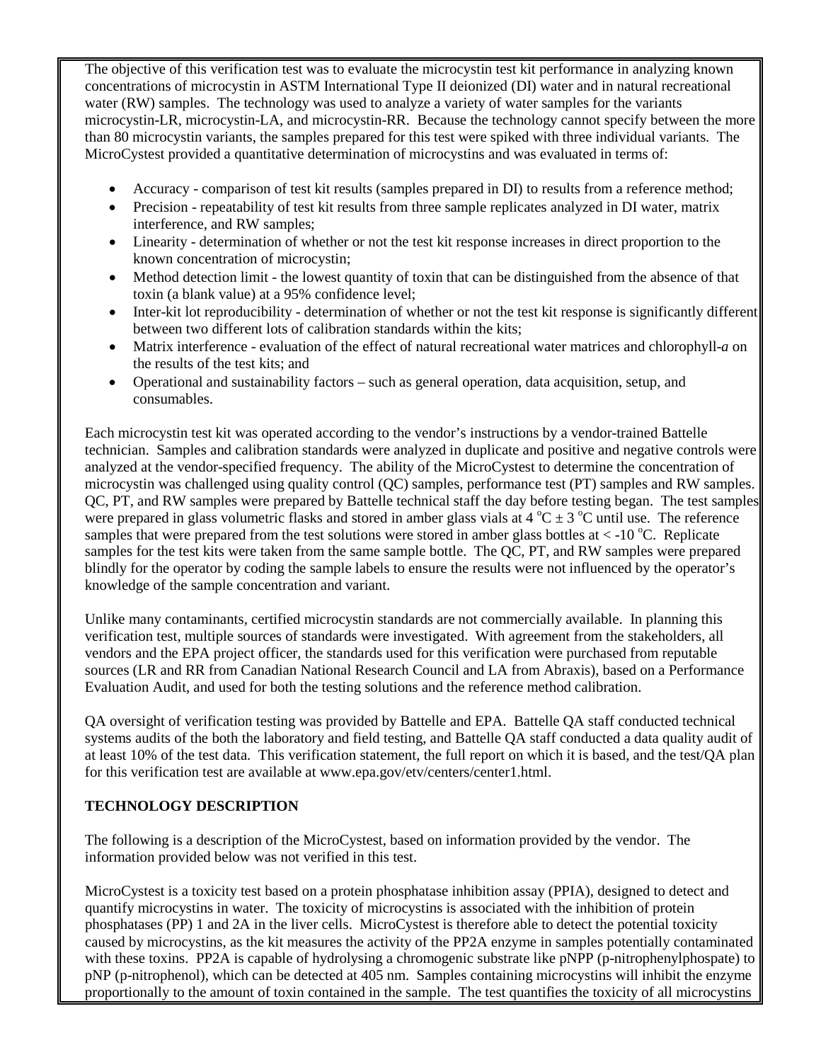The objective of this verification test was to evaluate the microcystin test kit performance in analyzing known concentrations of microcystin in ASTM International Type II deionized (DI) water and in natural recreational water (RW) samples. The technology was used to analyze a variety of water samples for the variants microcystin-LR, microcystin-LA, and microcystin-RR. Because the technology cannot specify between the more than 80 microcystin variants, the samples prepared for this test were spiked with three individual variants. The MicroCystest provided a quantitative determination of microcystins and was evaluated in terms of:

- Accuracy - comparison of test kit results (samples prepared in DI) to results from a reference method;
- Precision - repeatability of test kit results from three sample replicates analyzed in DI water, matrix interference, and RW samples;
- Linearity - determination of whether or not the test kit response increases in direct proportion to the known concentration of microcystin;
- Method detection limit - the lowest quantity of toxin that can be distinguished from the absence of that toxin (a blank value) at a 95% confidence level;
- Inter-kit lot reproducibility - determination of whether or not the test kit response is significantly different between two different lots of calibration standards within the kits;
- Matrix interference - evaluation of the effect of natural recreational water matrices and chlorophyll-*a* on the results of the test kits; and
- Operational and sustainability factors – such as general operation, data acquisition, setup, and consumables.

Each microcystin test kit was operated according to the vendor's instructions by a vendor-trained Battelle technician. Samples and calibration standards were analyzed in duplicate and positive and negative controls were analyzed at the vendor-specified frequency. The ability of the MicroCystest to determine the concentration of microcystin was challenged using quality control (QC) samples, performance test (PT) samples and RW samples. QC, PT, and RW samples were prepared by Battelle technical staff the day before testing began. The test samples were prepared in glass volumetric flasks and stored in amber glass vials at 4 $^{o}$C ± 3 $^{o}$C until use. The reference samples that were prepared from the test solutions were stored in amber glass bottles at < -10 $^{o}$C. Replicate samples for the test kits were taken from the same sample bottle. The QC, PT, and RW samples were prepared blindly for the operator by coding the sample labels to ensure the results were not influenced by the operator's knowledge of the sample concentration and variant.

Unlike many contaminants, certified microcystin standards are not commercially available. In planning this verification test, multiple sources of standards were investigated. With agreement from the stakeholders, all vendors and the EPA project officer, the standards used for this verification were purchased from reputable sources (LR and RR from Canadian National Research Council and LA from Abraxis), based on a Performance Evaluation Audit, and used for both the testing solutions and the reference method calibration.

QA oversight of verification testing was provided by Battelle and EPA. Battelle QA staff conducted technical systems audits of the both the laboratory and field testing, and Battelle QA staff conducted a data quality audit of at least 10% of the test data. This verification statement, the full report on which it is based, and the test/QA plan for this verification test are available at www.epa.gov/etv/centers/center1.html.

**TECHNOLOGY DESCRIPTION**

The following is a description of the MicroCystest, based on information provided by the vendor. The information provided below was not verified in this test.

MicroCystest is a toxicity test based on a protein phosphatase inhibition assay (PPIA), designed to detect and quantify microcystins in water. The toxicity of microcystins is associated with the inhibition of protein phosphatases (PP) 1 and 2A in the liver cells. MicroCystest is therefore able to detect the potential toxicity caused by microcystins, as the kit measures the activity of the PP2A enzyme in samples potentially contaminated with these toxins. PP2A is capable of hydrolysing a chromogenic substrate like pNPP (p-nitrophenylphospate) to pNP (p-nitrophenol), which can be detected at 405 nm. Samples containing microcystins will inhibit the enzyme proportionally to the amount of toxin contained in the sample. The test quantifies the toxicity of all microcystins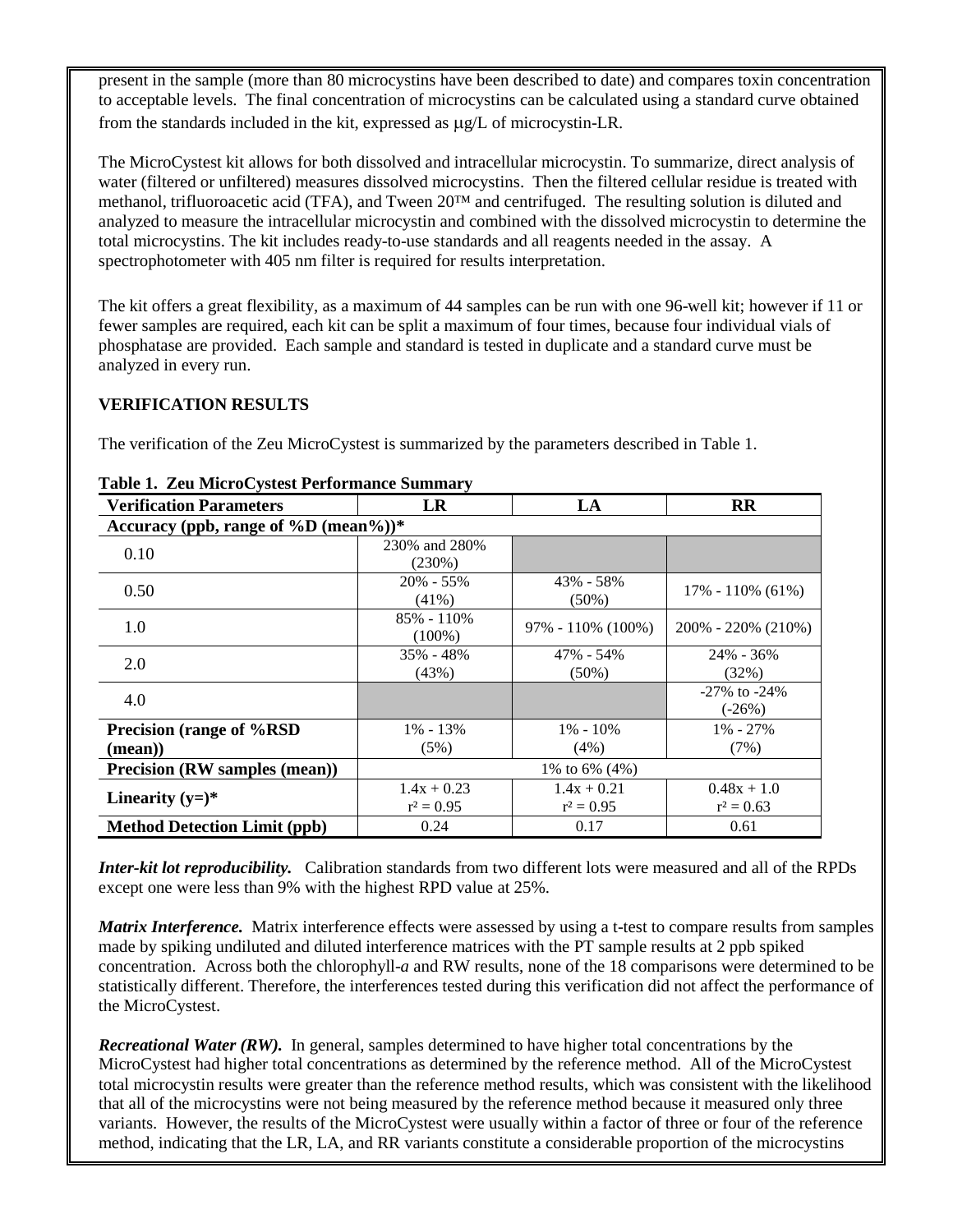present in the sample (more than 80 microcystins have been described to date) and compares toxin concentration to acceptable levels. The final concentration of microcystins can be calculated using a standard curve obtained from the standards included in the kit, expressed as μg/L of microcystin-LR.

The MicroCystest kit allows for both dissolved and intracellular microcystin. To summarize, direct analysis of water (filtered or unfiltered) measures dissolved microcystins. Then the filtered cellular residue is treated with methanol, trifluoroacetic acid (TFA), and Tween 20™ and centrifuged. The resulting solution is diluted and analyzed to measure the intracellular microcystin and combined with the dissolved microcystin to determine the total microcystins. The kit includes ready-to-use standards and all reagents needed in the assay. A spectrophotometer with 405 nm filter is required for results interpretation.

The kit offers a great flexibility, as a maximum of 44 samples can be run with one 96-well kit; however if 11 or fewer samples are required, each kit can be split a maximum of four times, because four individual vials of phosphatase are provided. Each sample and standard is tested in duplicate and a standard curve must be analyzed in every run.

## VERIFICATION RESULTS

The verification of the Zeu MicroCystest is summarized by the parameters described in Table 1.

**Table 1. Zeu MicroCystest Performance Summary**

| Verification Parameters | LR | LA | RR |
|---|---|---|---|
| **Accuracy (ppb, range of %D (mean%))*** | | | |
| 0.10 | 230% and 280% (230%) | | |
| 0.50 | 20% - 55% (41%) | 43% - 58% (50%) | 17% - 110% (61%) |
| 1.0 | 85% - 110% (100%) | 97% - 110% (100%) | 200% - 220% (210%) |
| 2.0 | 35% - 48% (43%) | 47% - 54% (50%) | 24% - 36% (32%) |
| 4.0 | | | -27% to -24% (-26%) |
| **Precision (range of %RSD (mean))** | 1% - 13% (5%) | 1% - 10% (4%) | 1% - 27% (7%) |
| **Precision (RW samples (mean))** | 1% to 6% (4%) | | |
| **Linearity (y=)*** | $1.4x + 0.23$, $r^2 = 0.95$ | $1.4x + 0.21$, $r^2 = 0.95$ | $0.48x + 1.0$, $r^2 = 0.63$ |
| **Method Detection Limit (ppb)** | 0.24 | 0.17 | 0.61 |

***Inter-kit lot reproducibility.*** Calibration standards from two different lots were measured and all of the RPDs except one were less than 9% with the highest RPD value at 25%.

***Matrix Interference.*** Matrix interference effects were assessed by using a t-test to compare results from samples made by spiking undiluted and diluted interference matrices with the PT sample results at 2 ppb spiked concentration. Across both the chlorophyll-*a* and RW results, none of the 18 comparisons were determined to be statistically different. Therefore, the interferences tested during this verification did not affect the performance of the MicroCystest.

***Recreational Water (RW).*** In general, samples determined to have higher total concentrations by the MicroCystest had higher total concentrations as determined by the reference method. All of the MicroCystest total microcystin results were greater than the reference method results, which was consistent with the likelihood that all of the microcystins were not being measured by the reference method because it measured only three variants. However, the results of the MicroCystest were usually within a factor of three or four of the reference method, indicating that the LR, LA, and RR variants constitute a considerable proportion of the microcystins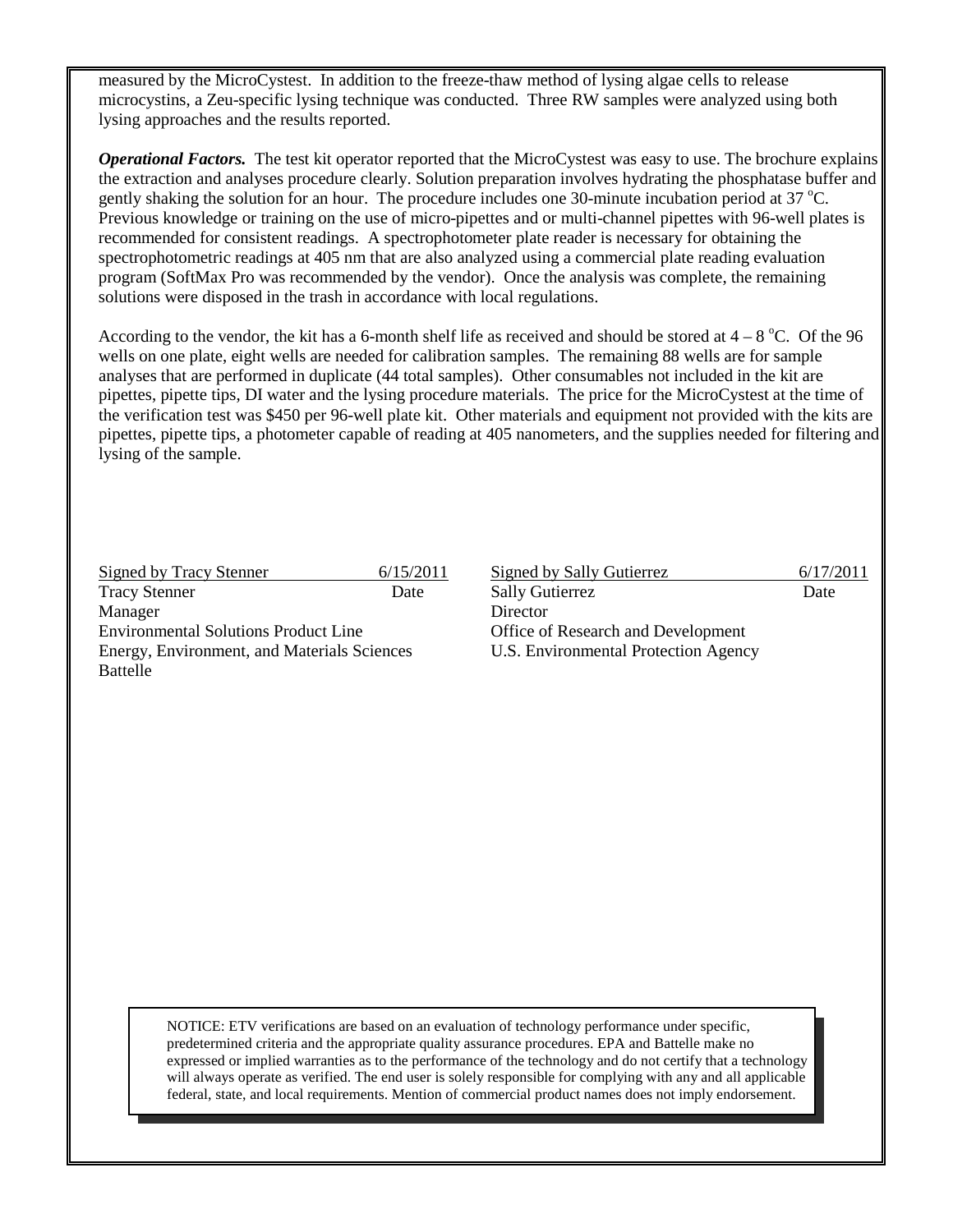measured by the MicroCystest. In addition to the freeze-thaw method of lysing algae cells to release microcystins, a Zeu-specific lysing technique was conducted. Three RW samples were analyzed using both lysing approaches and the results reported.

***Operational Factors.*** The test kit operator reported that the MicroCystest was easy to use. The brochure explains the extraction and analyses procedure clearly. Solution preparation involves hydrating the phosphatase buffer and gently shaking the solution for an hour. The procedure includes one 30-minute incubation period at 37 °C. Previous knowledge or training on the use of micro-pipettes and or multi-channel pipettes with 96-well plates is recommended for consistent readings. A spectrophotometer plate reader is necessary for obtaining the spectrophotometric readings at 405 nm that are also analyzed using a commercial plate reading evaluation program (SoftMax Pro was recommended by the vendor). Once the analysis was complete, the remaining solutions were disposed in the trash in accordance with local regulations.

According to the vendor, the kit has a 6-month shelf life as received and should be stored at 4 – 8 °C. Of the 96 wells on one plate, eight wells are needed for calibration samples. The remaining 88 wells are for sample analyses that are performed in duplicate (44 total samples). Other consumables not included in the kit are pipettes, pipette tips, DI water and the lysing procedure materials. The price for the MicroCystest at the time of the verification test was $450 per 96-well plate kit. Other materials and equipment not provided with the kits are pipettes, pipette tips, a photometer capable of reading at 405 nanometers, and the supplies needed for filtering and lysing of the sample.

Signed by Tracy Stenner 6/15/2011
Tracy Stenner Date
Manager
Environmental Solutions Product Line
Energy, Environment, and Materials Sciences
Battelle

Signed by Sally Gutierrez 6/17/2011
Sally Gutierrez Date
Director
Office of Research and Development
U.S. Environmental Protection Agency

NOTICE: ETV verifications are based on an evaluation of technology performance under specific, predetermined criteria and the appropriate quality assurance procedures. EPA and Battelle make no expressed or implied warranties as to the performance of the technology and do not certify that a technology will always operate as verified. The end user is solely responsible for complying with any and all applicable federal, state, and local requirements. Mention of commercial product names does not imply endorsement.